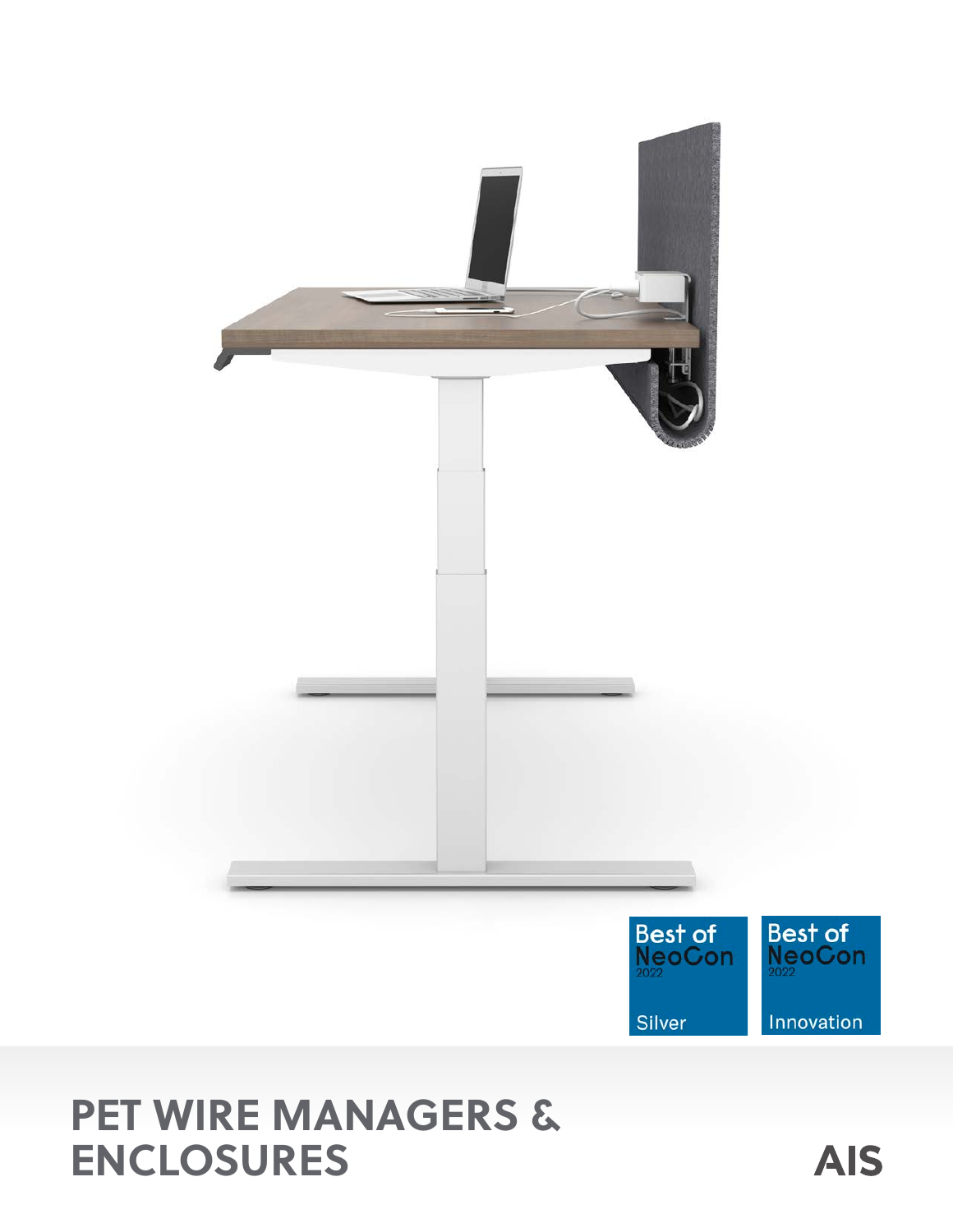Best of NeoCon 2022 Silver

Best of NeoCon 2022 Innovation

# PET WIRE MANAGERS & ENCLOSURES

AIS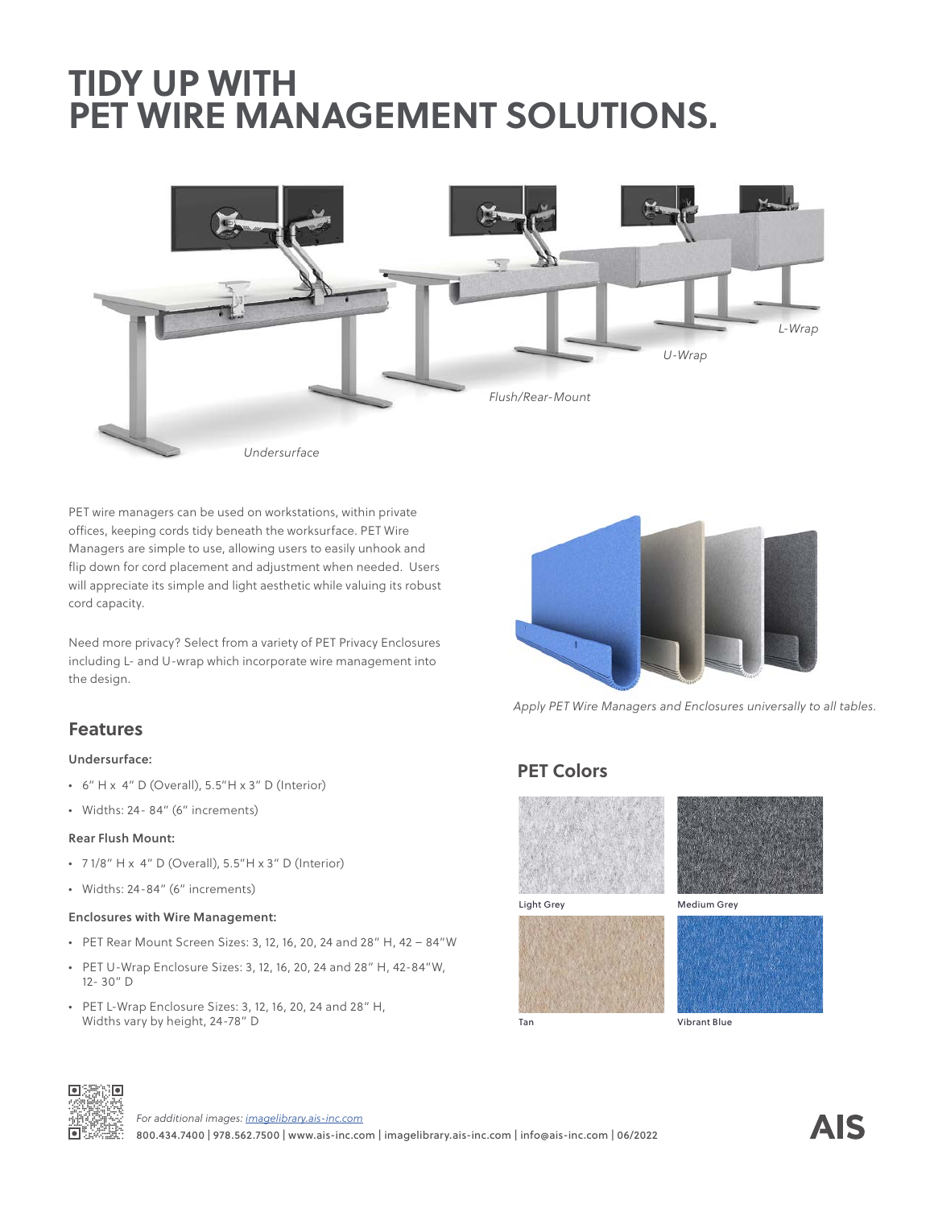# TIDY UP WITH PET WIRE MANAGEMENT SOLUTIONS.

*L-Wrap*

*U-Wrap*

*Flush/Rear-Mount*

*Undersurface*

PET wire managers can be used on workstations, within private offices, keeping cords tidy beneath the worksurface. PET Wire Managers are simple to use, allowing users to easily unhook and flip down for cord placement and adjustment when needed. Users will appreciate its simple and light aesthetic while valuing its robust cord capacity.

Need more privacy? Select from a variety of PET Privacy Enclosures including L- and U-wrap which incorporate wire management into the design.

*Apply PET Wire Managers and Enclosures universally to all tables.*

## Features

**Undersurface:**

- 6" H x 4" D (Overall), 5.5"H x 3" D (Interior)
- Widths: 24- 84" (6" increments)

**Rear Flush Mount:**

- 7 1/8" H x 4" D (Overall), 5.5"H x 3" D (Interior)
- Widths: 24-84" (6" increments)

**Enclosures with Wire Management:**

- PET Rear Mount Screen Sizes: 3, 12, 16, 20, 24 and 28" H, 42 – 84"W
- PET U-Wrap Enclosure Sizes: 3, 12, 16, 20, 24 and 28" H, 42-84"W, 12- 30" D
- PET L-Wrap Enclosure Sizes: 3, 12, 16, 20, 24 and 28" H, Widths vary by height, 24-78" D

## PET Colors

Light Grey

Medium Grey

Tan

Vibrant Blue

*For additional images: imagelibrary.ais-inc.com*

800.434.7400 | 978.562.7500 | www.ais-inc.com | imagelibrary.ais-inc.com | info@ais-inc.com | 06/2022

AIS